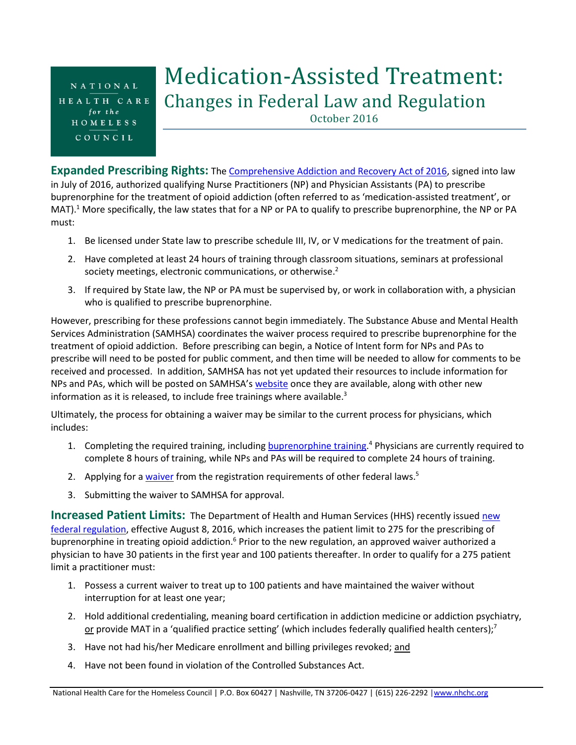NATIONAL HEALTH CARE for the HOMELESS COUNCIL

# Medication-Assisted Treatment:

## Changes in Federal Law and Regulation

October 2016

**Expanded Prescribing Rights:** The Comprehensive Addiction and Recovery Act of 2016, signed into law in July of 2016, authorized qualifying Nurse Practitioners (NP) and Physician Assistants (PA) to prescribe buprenorphine for the treatment of opioid addiction (often referred to as 'medication-assisted treatment', or MAT).[1] More specifically, the law states that for a NP or PA to qualify to prescribe buprenorphine, the NP or PA must:

1. Be licensed under State law to prescribe schedule III, IV, or V medications for the treatment of pain.
2. Have completed at least 24 hours of training through classroom situations, seminars at professional society meetings, electronic communications, or otherwise.[2]
3. If required by State law, the NP or PA must be supervised by, or work in collaboration with, a physician who is qualified to prescribe buprenorphine.

However, prescribing for these professions cannot begin immediately. The Substance Abuse and Mental Health Services Administration (SAMHSA) coordinates the waiver process required to prescribe buprenorphine for the treatment of opioid addiction. Before prescribing can begin, a Notice of Intent form for NPs and PAs to prescribe will need to be posted for public comment, and then time will be needed to allow for comments to be received and processed. In addition, SAMHSA has not yet updated their resources to include information for NPs and PAs, which will be posted on SAMHSA's website once they are available, along with other new information as it is released, to include free trainings where available.[3]

Ultimately, the process for obtaining a waiver may be similar to the current process for physicians, which includes:

1. Completing the required training, including buprenorphine training.[4] Physicians are currently required to complete 8 hours of training, while NPs and PAs will be required to complete 24 hours of training.
2. Applying for a waiver from the registration requirements of other federal laws.[5]
3. Submitting the waiver to SAMHSA for approval.

**Increased Patient Limits:** The Department of Health and Human Services (HHS) recently issued new federal regulation, effective August 8, 2016, which increases the patient limit to 275 for the prescribing of buprenorphine in treating opioid addiction.[6] Prior to the new regulation, an approved waiver authorized a physician to have 30 patients in the first year and 100 patients thereafter. In order to qualify for a 275 patient limit a practitioner must:

1. Possess a current waiver to treat up to 100 patients and have maintained the waiver without interruption for at least one year;
2. Hold additional credentialing, meaning board certification in addiction medicine or addiction psychiatry, <u>or</u> provide MAT in a 'qualified practice setting' (which includes federally qualified health centers);[7]
3. Have not had his/her Medicare enrollment and billing privileges revoked; <u>and</u>
4. Have not been found in violation of the Controlled Substances Act.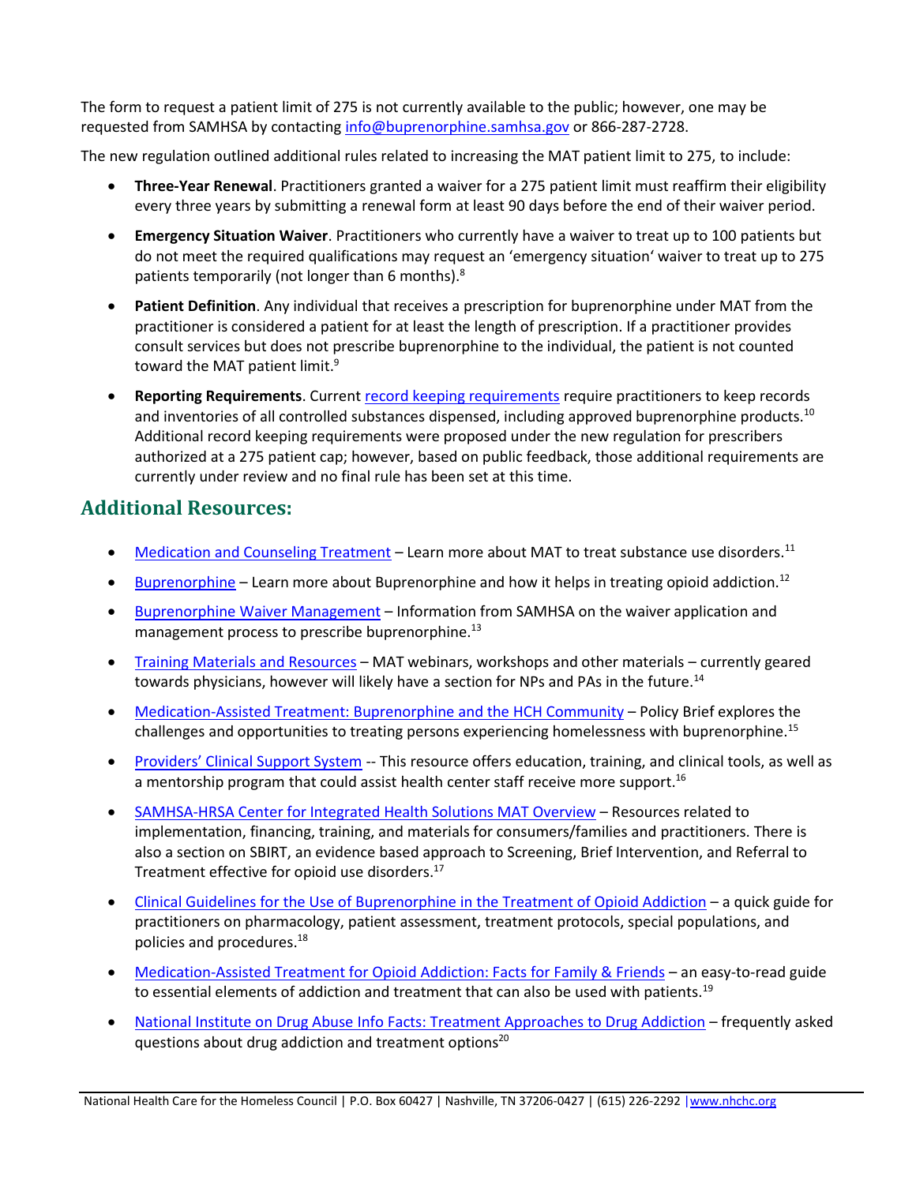The form to request a patient limit of 275 is not currently available to the public; however, one may be requested from SAMHSA by contacting info@buprenorphine.samhsa.gov or 866-287-2728.

The new regulation outlined additional rules related to increasing the MAT patient limit to 275, to include:

- **Three-Year Renewal**. Practitioners granted a waiver for a 275 patient limit must reaffirm their eligibility every three years by submitting a renewal form at least 90 days before the end of their waiver period.
- **Emergency Situation Waiver**. Practitioners who currently have a waiver to treat up to 100 patients but do not meet the required qualifications may request an 'emergency situation' waiver to treat up to 275 patients temporarily (not longer than 6 months).[8]
- **Patient Definition**. Any individual that receives a prescription for buprenorphine under MAT from the practitioner is considered a patient for at least the length of prescription. If a practitioner provides consult services but does not prescribe buprenorphine to the individual, the patient is not counted toward the MAT patient limit.[9]
- **Reporting Requirements**. Current record keeping requirements require practitioners to keep records and inventories of all controlled substances dispensed, including approved buprenorphine products.[10] Additional record keeping requirements were proposed under the new regulation for prescribers authorized at a 275 patient cap; however, based on public feedback, those additional requirements are currently under review and no final rule has been set at this time.

## Additional Resources:

- Medication and Counseling Treatment – Learn more about MAT to treat substance use disorders.[11]
- Buprenorphine – Learn more about Buprenorphine and how it helps in treating opioid addiction.[12]
- Buprenorphine Waiver Management – Information from SAMHSA on the waiver application and management process to prescribe buprenorphine.[13]
- Training Materials and Resources – MAT webinars, workshops and other materials – currently geared towards physicians, however will likely have a section for NPs and PAs in the future.[14]
- Medication-Assisted Treatment: Buprenorphine and the HCH Community – Policy Brief explores the challenges and opportunities to treating persons experiencing homelessness with buprenorphine.[15]
- Providers' Clinical Support System -- This resource offers education, training, and clinical tools, as well as a mentorship program that could assist health center staff receive more support.[16]
- SAMHSA-HRSA Center for Integrated Health Solutions MAT Overview – Resources related to implementation, financing, training, and materials for consumers/families and practitioners. There is also a section on SBIRT, an evidence based approach to Screening, Brief Intervention, and Referral to Treatment effective for opioid use disorders.[17]
- Clinical Guidelines for the Use of Buprenorphine in the Treatment of Opioid Addiction – a quick guide for practitioners on pharmacology, patient assessment, treatment protocols, special populations, and policies and procedures.[18]
- Medication-Assisted Treatment for Opioid Addiction: Facts for Family & Friends – an easy-to-read guide to essential elements of addiction and treatment that can also be used with patients.[19]
- National Institute on Drug Abuse Info Facts: Treatment Approaches to Drug Addiction – frequently asked questions about drug addiction and treatment options[20]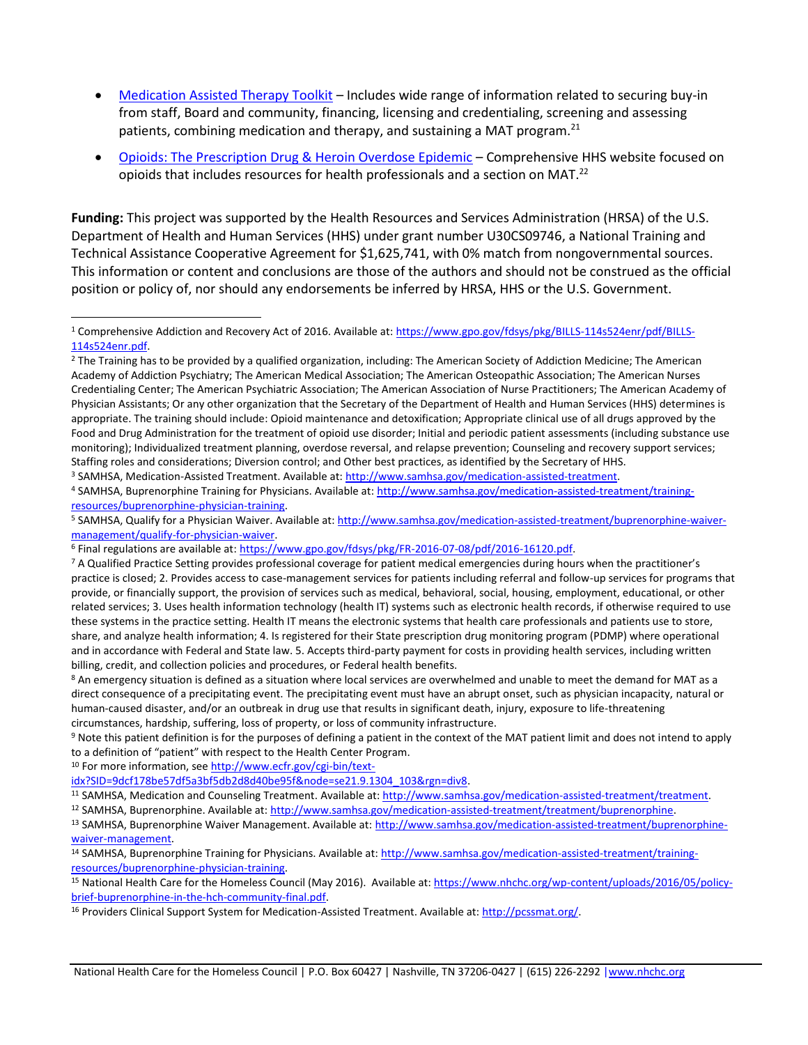- [Medication Assisted Therapy Toolkit](#) – Includes wide range of information related to securing buy-in from staff, Board and community, financing, licensing and credentialing, screening and assessing patients, combining medication and therapy, and sustaining a MAT program.[21]
- [Opioids: The Prescription Drug & Heroin Overdose Epidemic](#) – Comprehensive HHS website focused on opioids that includes resources for health professionals and a section on MAT.[22]

**Funding:** This project was supported by the Health Resources and Services Administration (HRSA) of the U.S. Department of Health and Human Services (HHS) under grant number U30CS09746, a National Training and Technical Assistance Cooperative Agreement for $1,625,741, with 0% match from nongovernmental sources. This information or content and conclusions are those of the authors and should not be construed as the official position or policy of, nor should any endorsements be inferred by HRSA, HHS or the U.S. Government.

---

[1] Comprehensive Addiction and Recovery Act of 2016. Available at: https://www.gpo.gov/fdsys/pkg/BILLS-114s524enr/pdf/BILLS-114s524enr.pdf.

[2] The Training has to be provided by a qualified organization, including: The American Society of Addiction Medicine; The American Academy of Addiction Psychiatry; The American Medical Association; The American Osteopathic Association; The American Nurses Credentialing Center; The American Psychiatric Association; The American Association of Nurse Practitioners; The American Academy of Physician Assistants; Or any other organization that the Secretary of the Department of Health and Human Services (HHS) determines is appropriate. The training should include: Opioid maintenance and detoxification; Appropriate clinical use of all drugs approved by the Food and Drug Administration for the treatment of opioid use disorder; Initial and periodic patient assessments (including substance use monitoring); Individualized treatment planning, overdose reversal, and relapse prevention; Counseling and recovery support services; Staffing roles and considerations; Diversion control; and Other best practices, as identified by the Secretary of HHS.

[3] SAMHSA, Medication-Assisted Treatment. Available at: http://www.samhsa.gov/medication-assisted-treatment.

[4] SAMHSA, Buprenorphine Training for Physicians. Available at: http://www.samhsa.gov/medication-assisted-treatment/training-resources/buprenorphine-physician-training.

[5] SAMHSA, Qualify for a Physician Waiver. Available at: http://www.samhsa.gov/medication-assisted-treatment/buprenorphine-waiver-management/qualify-for-physician-waiver.

[6] Final regulations are available at: https://www.gpo.gov/fdsys/pkg/FR-2016-07-08/pdf/2016-16120.pdf.

[7] A Qualified Practice Setting provides professional coverage for patient medical emergencies during hours when the practitioner's practice is closed; 2. Provides access to case-management services for patients including referral and follow-up services for programs that provide, or financially support, the provision of services such as medical, behavioral, social, housing, employment, educational, or other related services; 3. Uses health information technology (health IT) systems such as electronic health records, if otherwise required to use these systems in the practice setting. Health IT means the electronic systems that health care professionals and patients use to store, share, and analyze health information; 4. Is registered for their State prescription drug monitoring program (PDMP) where operational and in accordance with Federal and State law. 5. Accepts third-party payment for costs in providing health services, including written billing, credit, and collection policies and procedures, or Federal health benefits.

[8] An emergency situation is defined as a situation where local services are overwhelmed and unable to meet the demand for MAT as a direct consequence of a precipitating event. The precipitating event must have an abrupt onset, such as physician incapacity, natural or human-caused disaster, and/or an outbreak in drug use that results in significant death, injury, exposure to life-threatening circumstances, hardship, suffering, loss of property, or loss of community infrastructure.

[9] Note this patient definition is for the purposes of defining a patient in the context of the MAT patient limit and does not intend to apply to a definition of "patient" with respect to the Health Center Program.

[10] For more information, see http://www.ecfr.gov/cgi-bin/text-idx?SID=9dcf178be57df5a3bf5db2d8d40be95f&node=se21.9.1304_103&rgn=div8.

[11] SAMHSA, Medication and Counseling Treatment. Available at: http://www.samhsa.gov/medication-assisted-treatment/treatment.

[12] SAMHSA, Buprenorphine. Available at: http://www.samhsa.gov/medication-assisted-treatment/treatment/buprenorphine.

[13] SAMHSA, Buprenorphine Waiver Management. Available at: http://www.samhsa.gov/medication-assisted-treatment/buprenorphine-waiver-management.

[14] SAMHSA, Buprenorphine Training for Physicians. Available at: http://www.samhsa.gov/medication-assisted-treatment/training-resources/buprenorphine-physician-training.

[15] National Health Care for the Homeless Council (May 2016). Available at: https://www.nhchc.org/wp-content/uploads/2016/05/policy-brief-buprenorphine-in-the-hch-community-final.pdf.

[16] Providers Clinical Support System for Medication-Assisted Treatment. Available at: http://pcssmat.org/.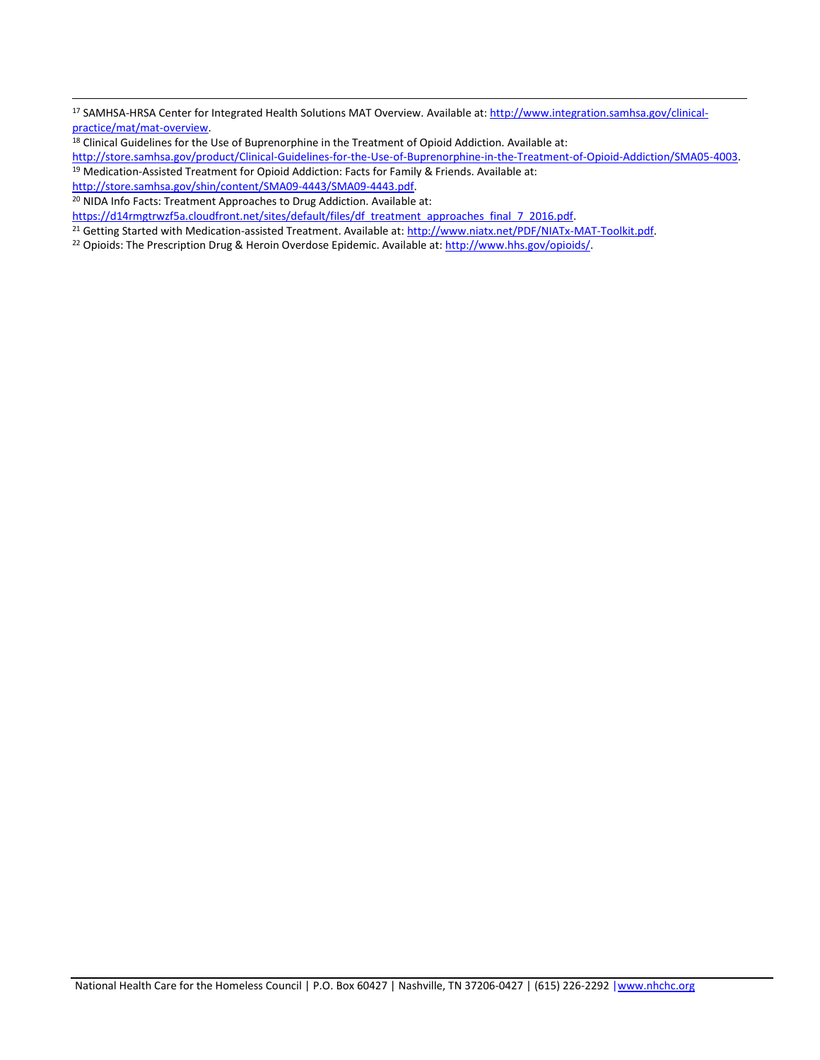[17] SAMHSA-HRSA Center for Integrated Health Solutions MAT Overview. Available at: http://www.integration.samhsa.gov/clinical-practice/mat/mat-overview.

[18] Clinical Guidelines for the Use of Buprenorphine in the Treatment of Opioid Addiction. Available at: http://store.samhsa.gov/product/Clinical-Guidelines-for-the-Use-of-Buprenorphine-in-the-Treatment-of-Opioid-Addiction/SMA05-4003.

[19] Medication-Assisted Treatment for Opioid Addiction: Facts for Family & Friends. Available at: http://store.samhsa.gov/shin/content/SMA09-4443/SMA09-4443.pdf.

[20] NIDA Info Facts: Treatment Approaches to Drug Addiction. Available at: https://d14rmgtrwzf5a.cloudfront.net/sites/default/files/df_treatment_approaches_final_7_2016.pdf.

[21] Getting Started with Medication-assisted Treatment. Available at: http://www.niatx.net/PDF/NIATx-MAT-Toolkit.pdf.

[22] Opioids: The Prescription Drug & Heroin Overdose Epidemic. Available at: http://www.hhs.gov/opioids/.